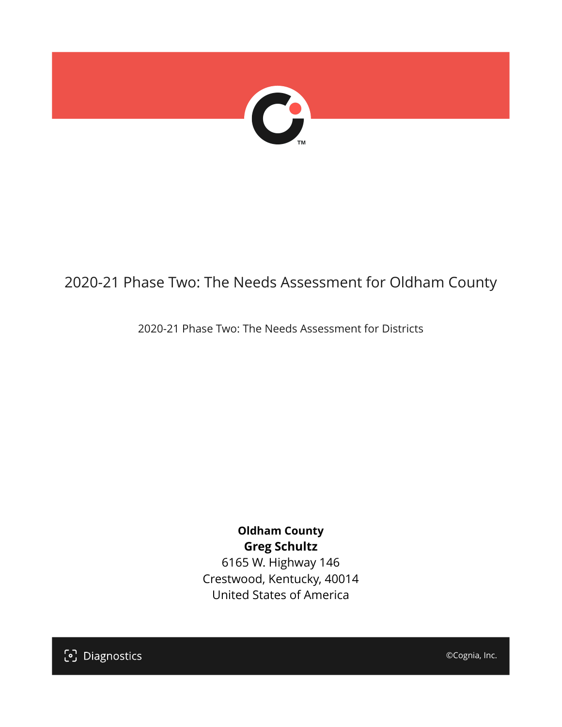# 2020-21 Phase Two: The Needs Assessment for Oldham County

2020-21 Phase Two: The Needs Assessment for Districts

**Oldham County**
**Greg Schultz**
6165 W. Highway 146
Crestwood, Kentucky, 40014
United States of America

Diagnostics

©Cognia, Inc.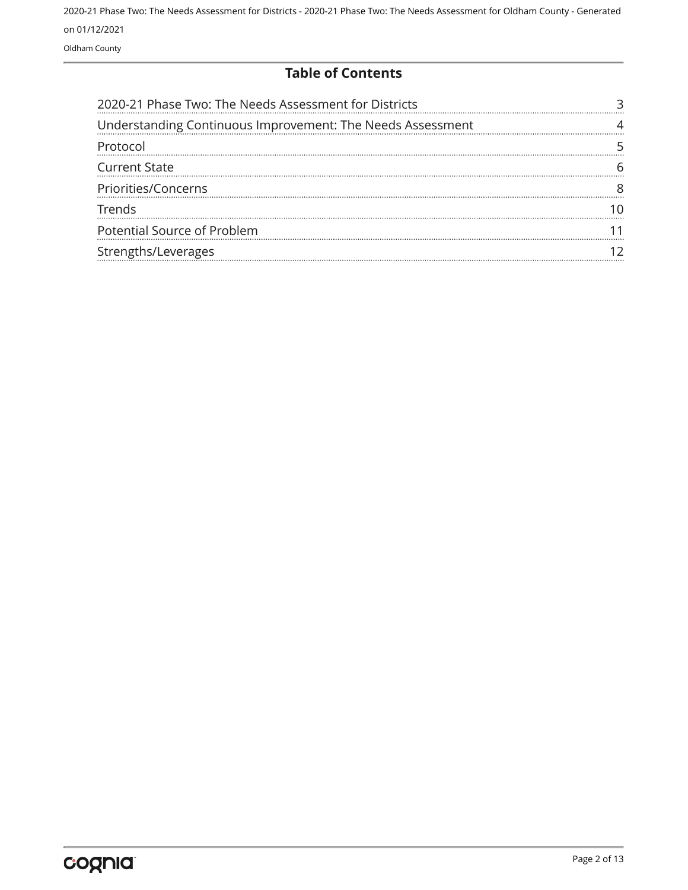## Table of Contents

| | |
|---|---|
| 2020-21 Phase Two: The Needs Assessment for Districts | 3 |
| Understanding Continuous Improvement: The Needs Assessment | 4 |
| Protocol | 5 |
| Current State | 6 |
| Priorities/Concerns | 8 |
| Trends | 10 |
| Potential Source of Problem | 11 |
| Strengths/Leverages | 12 |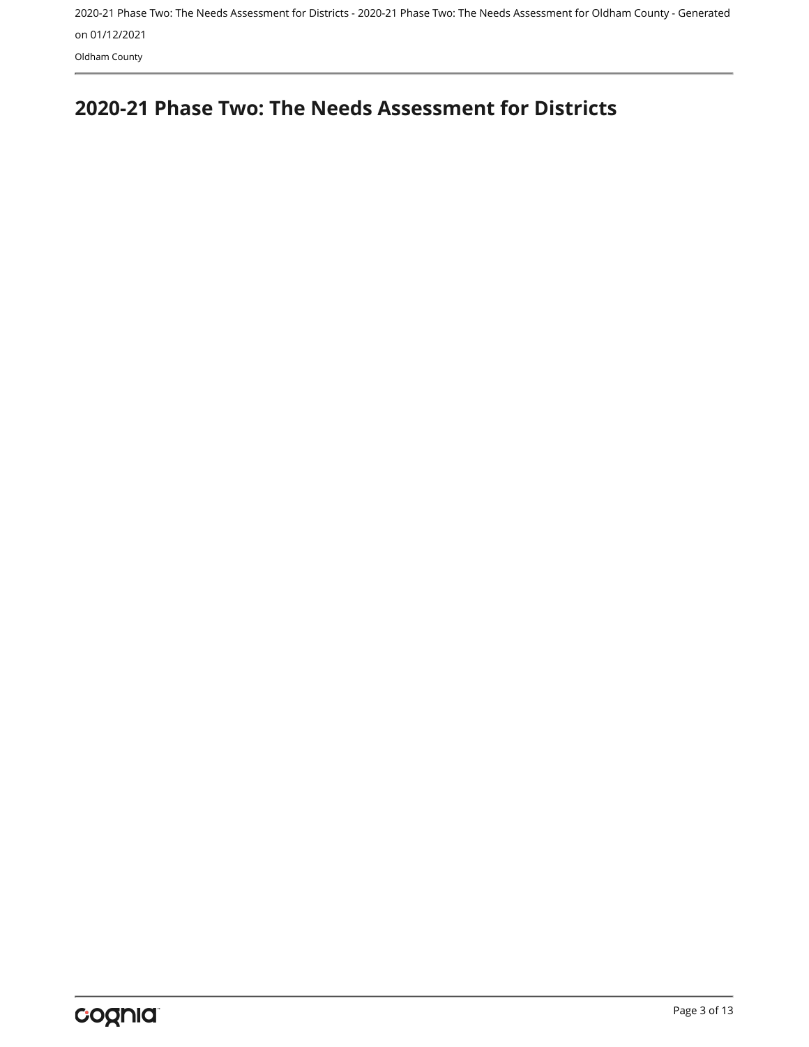# 2020-21 Phase Two: The Needs Assessment for Districts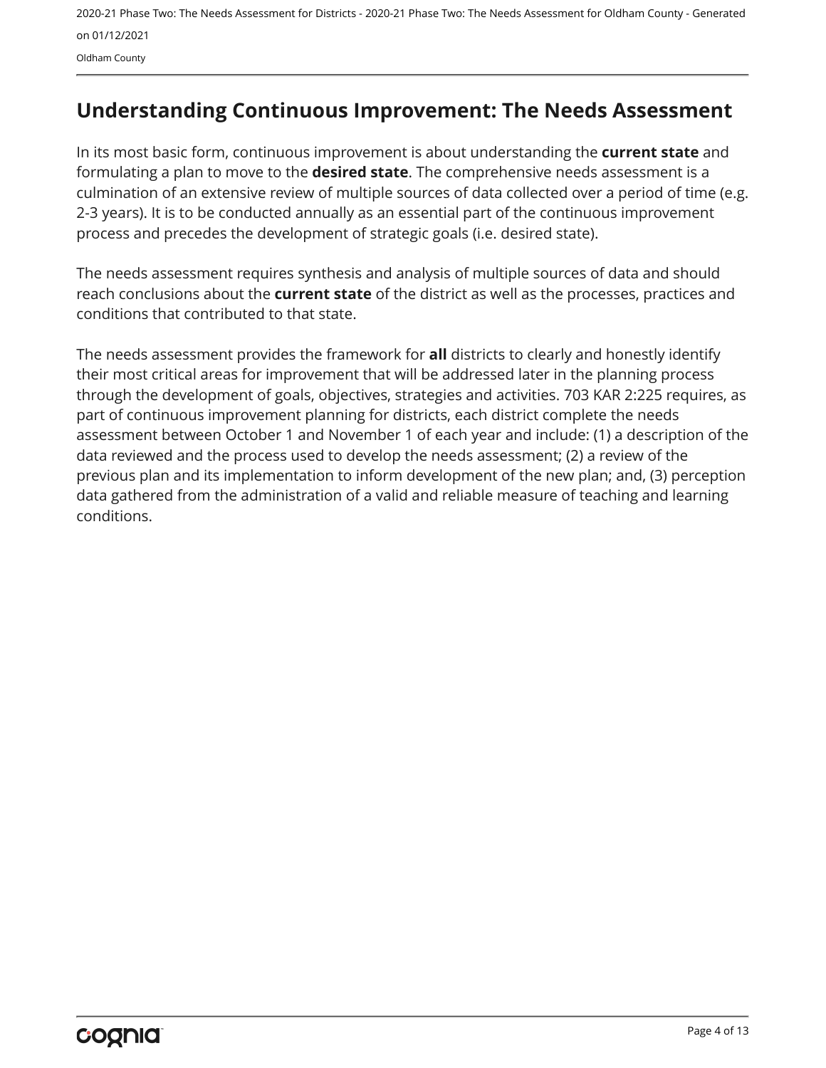# Understanding Continuous Improvement: The Needs Assessment

In its most basic form, continuous improvement is about understanding the **current state** and formulating a plan to move to the **desired state**. The comprehensive needs assessment is a culmination of an extensive review of multiple sources of data collected over a period of time (e.g. 2-3 years). It is to be conducted annually as an essential part of the continuous improvement process and precedes the development of strategic goals (i.e. desired state).

The needs assessment requires synthesis and analysis of multiple sources of data and should reach conclusions about the **current state** of the district as well as the processes, practices and conditions that contributed to that state.

The needs assessment provides the framework for **all** districts to clearly and honestly identify their most critical areas for improvement that will be addressed later in the planning process through the development of goals, objectives, strategies and activities. 703 KAR 2:225 requires, as part of continuous improvement planning for districts, each district complete the needs assessment between October 1 and November 1 of each year and include: (1) a description of the data reviewed and the process used to develop the needs assessment; (2) a review of the previous plan and its implementation to inform development of the new plan; and, (3) perception data gathered from the administration of a valid and reliable measure of teaching and learning conditions.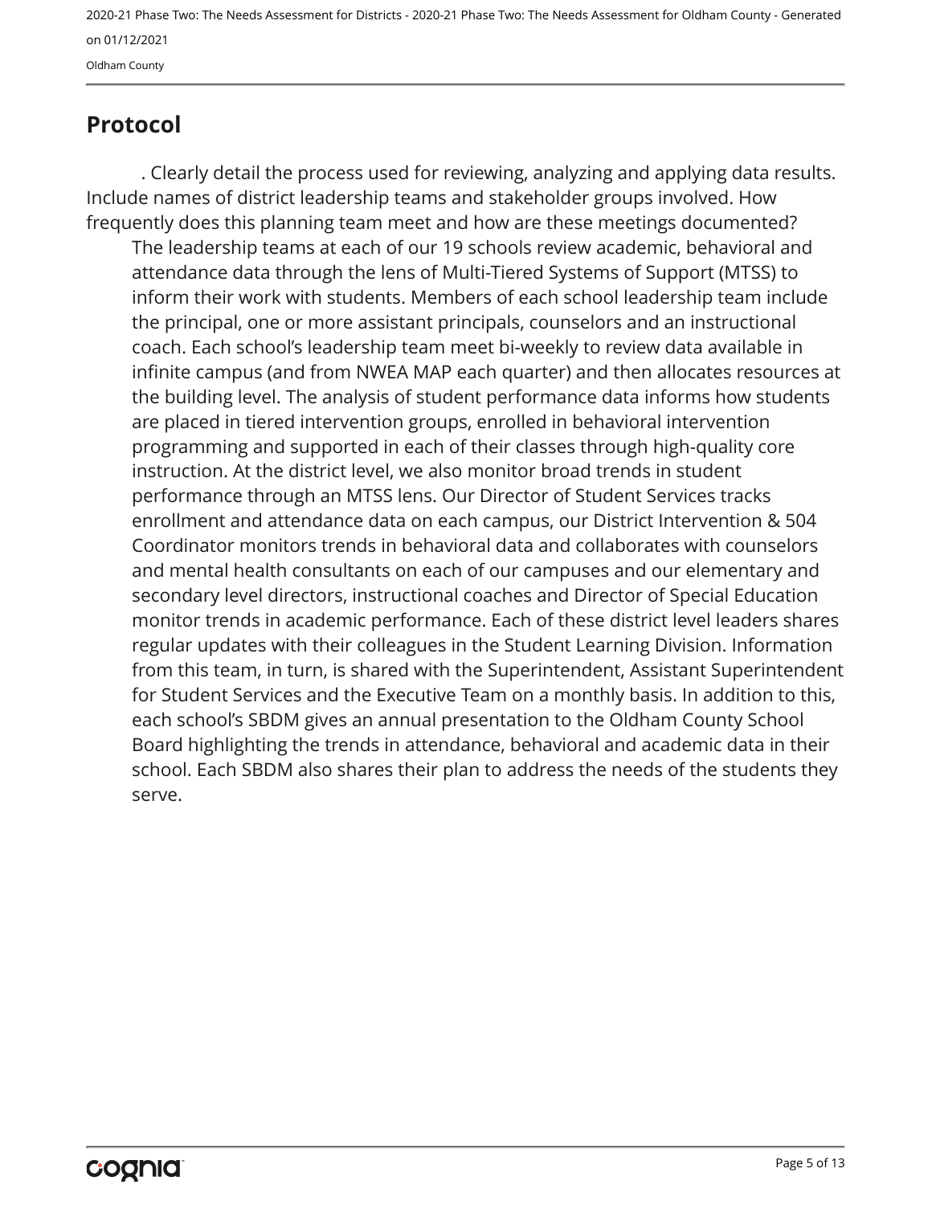## Protocol

. Clearly detail the process used for reviewing, analyzing and applying data results. Include names of district leadership teams and stakeholder groups involved. How frequently does this planning team meet and how are these meetings documented?

The leadership teams at each of our 19 schools review academic, behavioral and attendance data through the lens of Multi-Tiered Systems of Support (MTSS) to inform their work with students. Members of each school leadership team include the principal, one or more assistant principals, counselors and an instructional coach. Each school's leadership team meet bi-weekly to review data available in infinite campus (and from NWEA MAP each quarter) and then allocates resources at the building level. The analysis of student performance data informs how students are placed in tiered intervention groups, enrolled in behavioral intervention programming and supported in each of their classes through high-quality core instruction. At the district level, we also monitor broad trends in student performance through an MTSS lens. Our Director of Student Services tracks enrollment and attendance data on each campus, our District Intervention & 504 Coordinator monitors trends in behavioral data and collaborates with counselors and mental health consultants on each of our campuses and our elementary and secondary level directors, instructional coaches and Director of Special Education monitor trends in academic performance. Each of these district level leaders shares regular updates with their colleagues in the Student Learning Division. Information from this team, in turn, is shared with the Superintendent, Assistant Superintendent for Student Services and the Executive Team on a monthly basis. In addition to this, each school's SBDM gives an annual presentation to the Oldham County School Board highlighting the trends in attendance, behavioral and academic data in their school. Each SBDM also shares their plan to address the needs of the students they serve.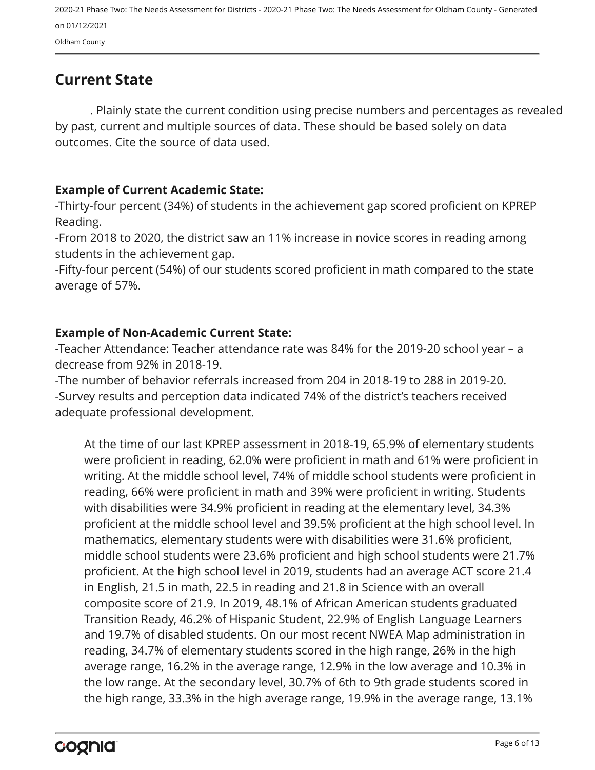## Current State

. Plainly state the current condition using precise numbers and percentages as revealed by past, current and multiple sources of data. These should be based solely on data outcomes. Cite the source of data used.

**Example of Current Academic State:**

-Thirty-four percent (34%) of students in the achievement gap scored proficient on KPREP Reading.
-From 2018 to 2020, the district saw an 11% increase in novice scores in reading among students in the achievement gap.
-Fifty-four percent (54%) of our students scored proficient in math compared to the state average of 57%.

**Example of Non-Academic Current State:**

-Teacher Attendance: Teacher attendance rate was 84% for the 2019-20 school year – a decrease from 92% in 2018-19.
-The number of behavior referrals increased from 204 in 2018-19 to 288 in 2019-20.
-Survey results and perception data indicated 74% of the district's teachers received adequate professional development.

At the time of our last KPREP assessment in 2018-19, 65.9% of elementary students were proficient in reading, 62.0% were proficient in math and 61% were proficient in writing. At the middle school level, 74% of middle school students were proficient in reading, 66% were proficient in math and 39% were proficient in writing. Students with disabilities were 34.9% proficient in reading at the elementary level, 34.3% proficient at the middle school level and 39.5% proficient at the high school level. In mathematics, elementary students were with disabilities were 31.6% proficient, middle school students were 23.6% proficient and high school students were 21.7% proficient. At the high school level in 2019, students had an average ACT score 21.4 in English, 21.5 in math, 22.5 in reading and 21.8 in Science with an overall composite score of 21.9. In 2019, 48.1% of African American students graduated Transition Ready, 46.2% of Hispanic Student, 22.9% of English Language Learners and 19.7% of disabled students. On our most recent NWEA Map administration in reading, 34.7% of elementary students scored in the high range, 26% in the high average range, 16.2% in the average range, 12.9% in the low average and 10.3% in the low range. At the secondary level, 30.7% of 6th to 9th grade students scored in the high range, 33.3% in the high average range, 19.9% in the average range, 13.1%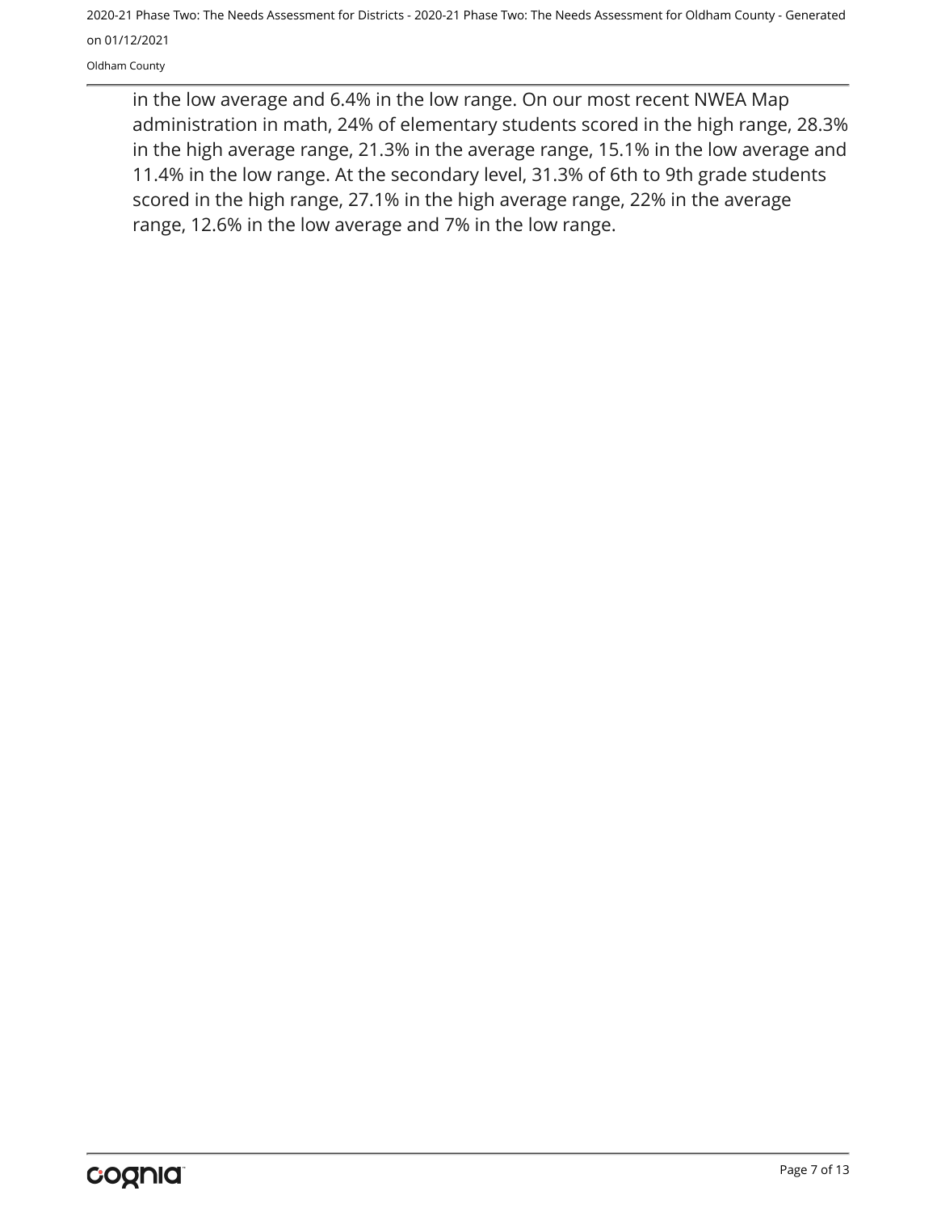in the low average and 6.4% in the low range. On our most recent NWEA Map administration in math, 24% of elementary students scored in the high range, 28.3% in the high average range, 21.3% in the average range, 15.1% in the low average and 11.4% in the low range. At the secondary level, 31.3% of 6th to 9th grade students scored in the high range, 27.1% in the high average range, 22% in the average range, 12.6% in the low average and 7% in the low range.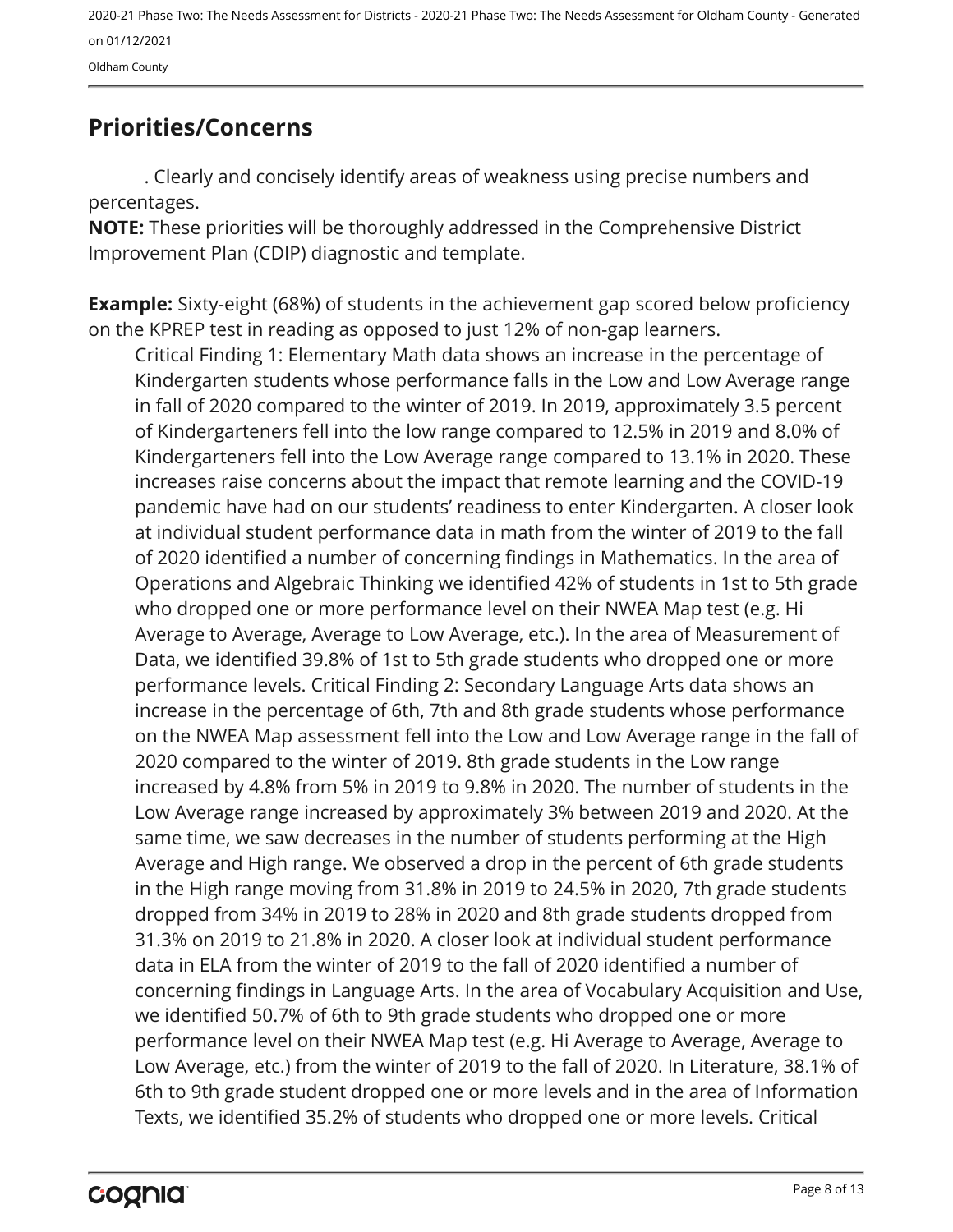## Priorities/Concerns

. Clearly and concisely identify areas of weakness using precise numbers and percentages.

**NOTE:** These priorities will be thoroughly addressed in the Comprehensive District Improvement Plan (CDIP) diagnostic and template.

**Example:** Sixty-eight (68%) of students in the achievement gap scored below proficiency on the KPREP test in reading as opposed to just 12% of non-gap learners.

Critical Finding 1: Elementary Math data shows an increase in the percentage of Kindergarten students whose performance falls in the Low and Low Average range in fall of 2020 compared to the winter of 2019. In 2019, approximately 3.5 percent of Kindergarteners fell into the low range compared to 12.5% in 2019 and 8.0% of Kindergarteners fell into the Low Average range compared to 13.1% in 2020. These increases raise concerns about the impact that remote learning and the COVID-19 pandemic have had on our students' readiness to enter Kindergarten. A closer look at individual student performance data in math from the winter of 2019 to the fall of 2020 identified a number of concerning findings in Mathematics. In the area of Operations and Algebraic Thinking we identified 42% of students in 1st to 5th grade who dropped one or more performance level on their NWEA Map test (e.g. Hi Average to Average, Average to Low Average, etc.). In the area of Measurement of Data, we identified 39.8% of 1st to 5th grade students who dropped one or more performance levels. Critical Finding 2: Secondary Language Arts data shows an increase in the percentage of 6th, 7th and 8th grade students whose performance on the NWEA Map assessment fell into the Low and Low Average range in the fall of 2020 compared to the winter of 2019. 8th grade students in the Low range increased by 4.8% from 5% in 2019 to 9.8% in 2020. The number of students in the Low Average range increased by approximately 3% between 2019 and 2020. At the same time, we saw decreases in the number of students performing at the High Average and High range. We observed a drop in the percent of 6th grade students in the High range moving from 31.8% in 2019 to 24.5% in 2020, 7th grade students dropped from 34% in 2019 to 28% in 2020 and 8th grade students dropped from 31.3% on 2019 to 21.8% in 2020. A closer look at individual student performance data in ELA from the winter of 2019 to the fall of 2020 identified a number of concerning findings in Language Arts. In the area of Vocabulary Acquisition and Use, we identified 50.7% of 6th to 9th grade students who dropped one or more performance level on their NWEA Map test (e.g. Hi Average to Average, Average to Low Average, etc.) from the winter of 2019 to the fall of 2020. In Literature, 38.1% of 6th to 9th grade student dropped one or more levels and in the area of Information Texts, we identified 35.2% of students who dropped one or more levels. Critical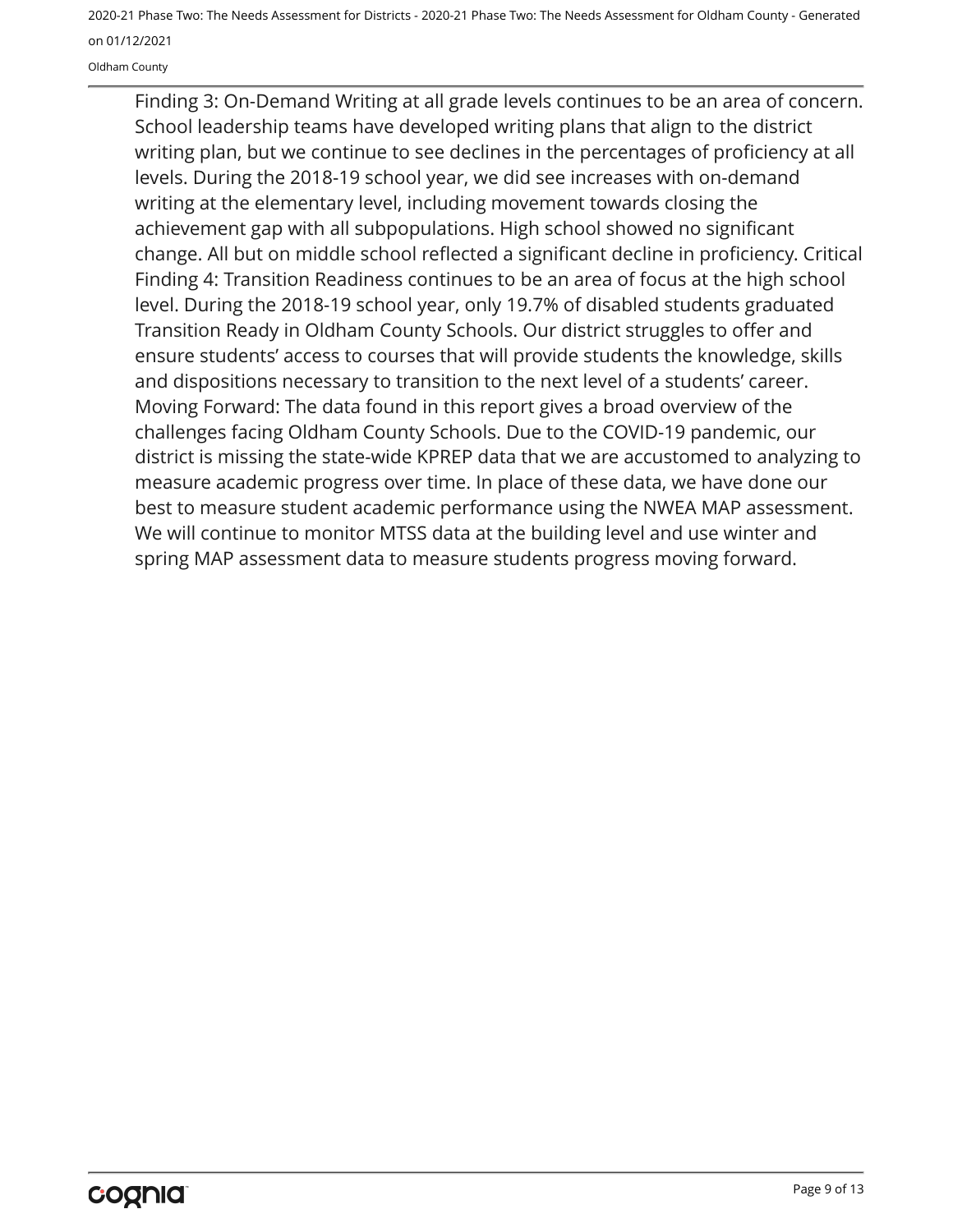Finding 3: On-Demand Writing at all grade levels continues to be an area of concern. School leadership teams have developed writing plans that align to the district writing plan, but we continue to see declines in the percentages of proficiency at all levels. During the 2018-19 school year, we did see increases with on-demand writing at the elementary level, including movement towards closing the achievement gap with all subpopulations. High school showed no significant change. All but on middle school reflected a significant decline in proficiency. Critical Finding 4: Transition Readiness continues to be an area of focus at the high school level. During the 2018-19 school year, only 19.7% of disabled students graduated Transition Ready in Oldham County Schools. Our district struggles to offer and ensure students' access to courses that will provide students the knowledge, skills and dispositions necessary to transition to the next level of a students' career. Moving Forward: The data found in this report gives a broad overview of the challenges facing Oldham County Schools. Due to the COVID-19 pandemic, our district is missing the state-wide KPREP data that we are accustomed to analyzing to measure academic progress over time. In place of these data, we have done our best to measure student academic performance using the NWEA MAP assessment. We will continue to monitor MTSS data at the building level and use winter and spring MAP assessment data to measure students progress moving forward.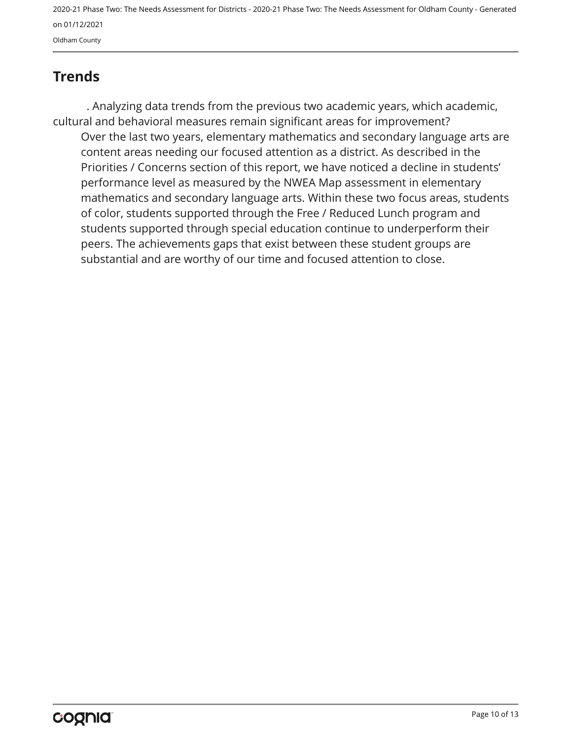## Trends

. Analyzing data trends from the previous two academic years, which academic, cultural and behavioral measures remain significant areas for improvement?

Over the last two years, elementary mathematics and secondary language arts are content areas needing our focused attention as a district. As described in the Priorities / Concerns section of this report, we have noticed a decline in students' performance level as measured by the NWEA Map assessment in elementary mathematics and secondary language arts. Within these two focus areas, students of color, students supported through the Free / Reduced Lunch program and students supported through special education continue to underperform their peers. The achievements gaps that exist between these student groups are substantial and are worthy of our time and focused attention to close.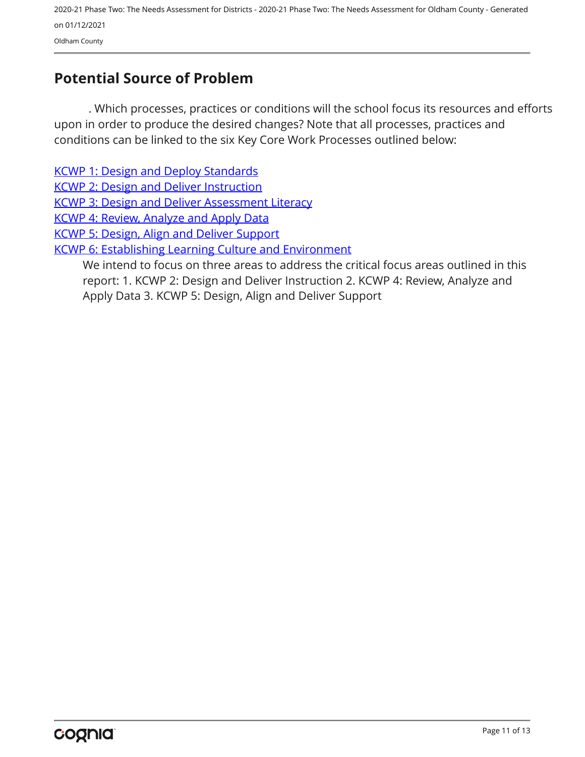## Potential Source of Problem

. Which processes, practices or conditions will the school focus its resources and efforts upon in order to produce the desired changes? Note that all processes, practices and conditions can be linked to the six Key Core Work Processes outlined below:

KCWP 1: Design and Deploy Standards
KCWP 2: Design and Deliver Instruction
KCWP 3: Design and Deliver Assessment Literacy
KCWP 4: Review, Analyze and Apply Data
KCWP 5: Design, Align and Deliver Support
KCWP 6: Establishing Learning Culture and Environment

We intend to focus on three areas to address the critical focus areas outlined in this report: 1. KCWP 2: Design and Deliver Instruction 2. KCWP 4: Review, Analyze and Apply Data 3. KCWP 5: Design, Align and Deliver Support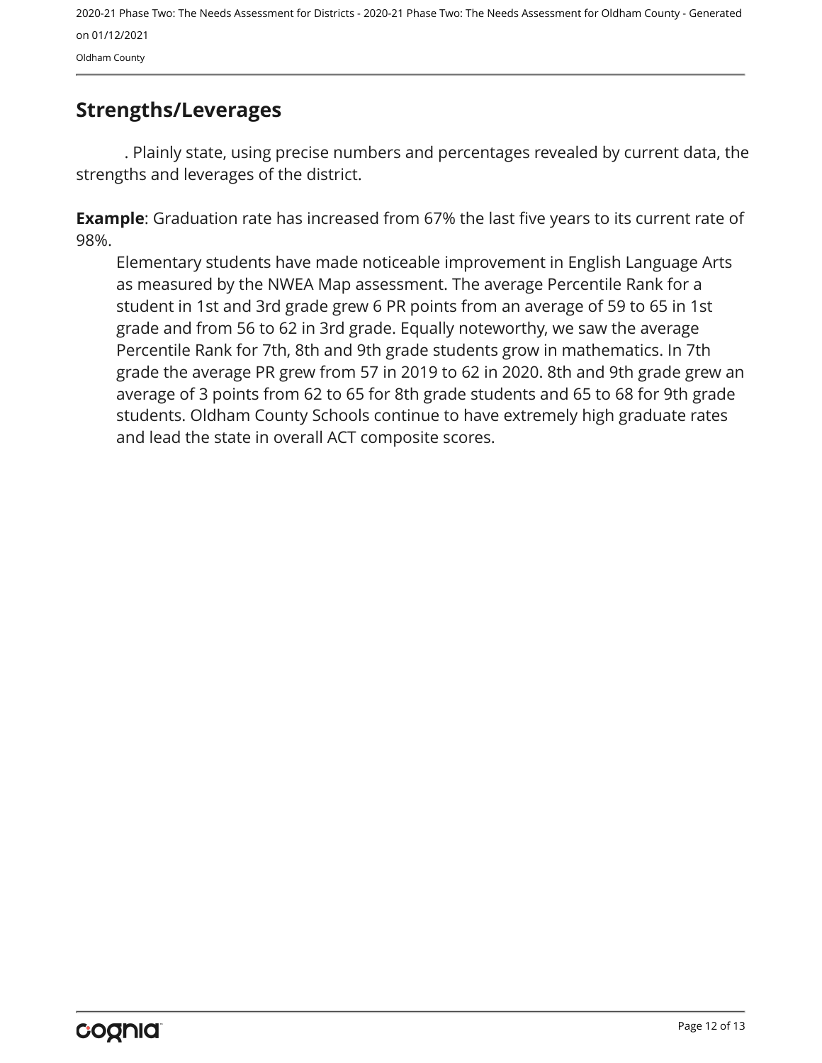## Strengths/Leverages

. Plainly state, using precise numbers and percentages revealed by current data, the strengths and leverages of the district.

**Example**: Graduation rate has increased from 67% the last five years to its current rate of 98%.

Elementary students have made noticeable improvement in English Language Arts as measured by the NWEA Map assessment. The average Percentile Rank for a student in 1st and 3rd grade grew 6 PR points from an average of 59 to 65 in 1st grade and from 56 to 62 in 3rd grade. Equally noteworthy, we saw the average Percentile Rank for 7th, 8th and 9th grade students grow in mathematics. In 7th grade the average PR grew from 57 in 2019 to 62 in 2020. 8th and 9th grade grew an average of 3 points from 62 to 65 for 8th grade students and 65 to 68 for 9th grade students. Oldham County Schools continue to have extremely high graduate rates and lead the state in overall ACT composite scores.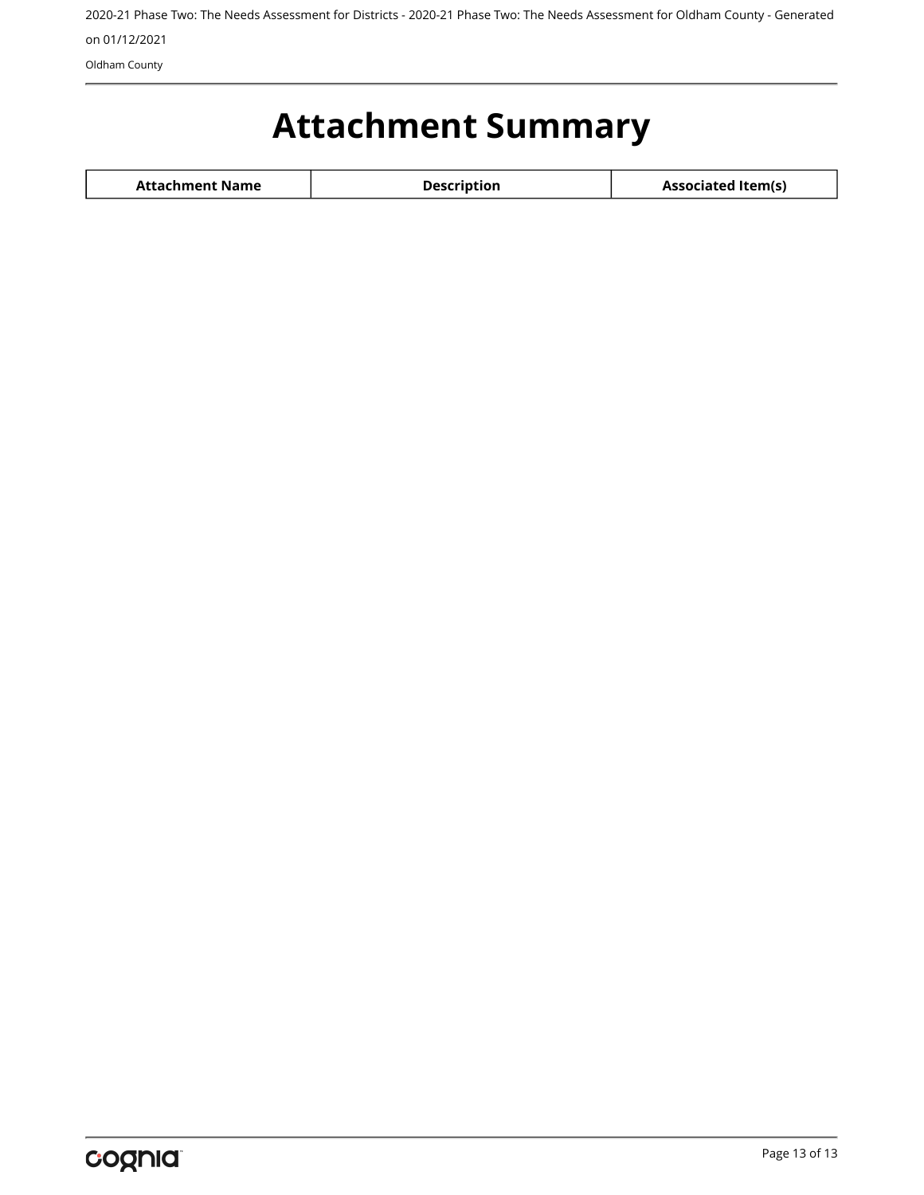# Attachment Summary

| Attachment Name | Description | Associated Item(s) |
| --- | --- | --- |